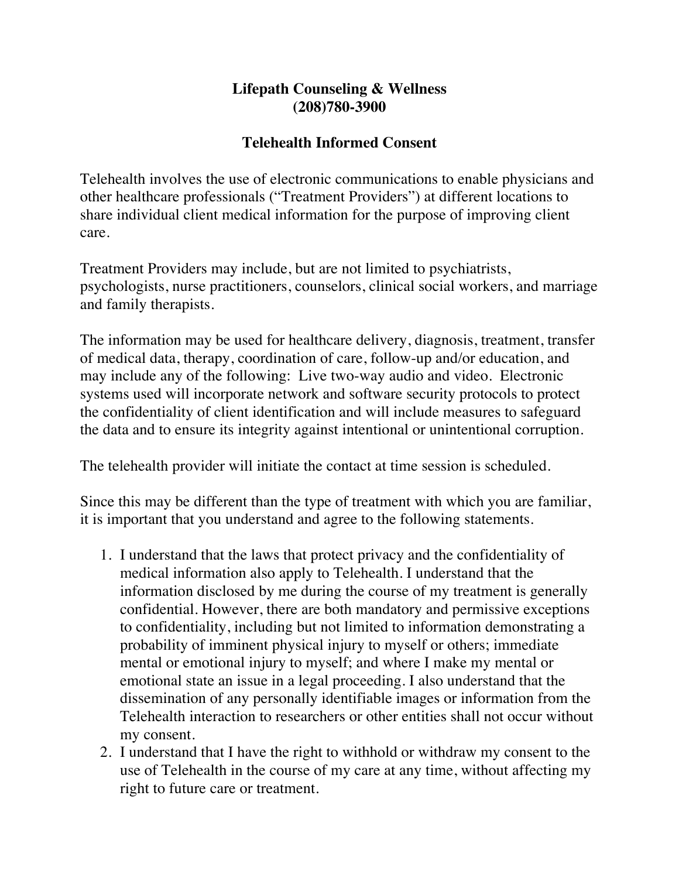**Lifepath Counseling & Wellness**
**(208)780-3900**

**Telehealth Informed Consent**

Telehealth involves the use of electronic communications to enable physicians and other healthcare professionals ("Treatment Providers") at different locations to share individual client medical information for the purpose of improving client care.

Treatment Providers may include, but are not limited to psychiatrists, psychologists, nurse practitioners, counselors, clinical social workers, and marriage and family therapists.

The information may be used for healthcare delivery, diagnosis, treatment, transfer of medical data, therapy, coordination of care, follow-up and/or education, and may include any of the following: Live two-way audio and video. Electronic systems used will incorporate network and software security protocols to protect the confidentiality of client identification and will include measures to safeguard the data and to ensure its integrity against intentional or unintentional corruption.

The telehealth provider will initiate the contact at time session is scheduled.

Since this may be different than the type of treatment with which you are familiar, it is important that you understand and agree to the following statements.

1. I understand that the laws that protect privacy and the confidentiality of medical information also apply to Telehealth. I understand that the information disclosed by me during the course of my treatment is generally confidential. However, there are both mandatory and permissive exceptions to confidentiality, including but not limited to information demonstrating a probability of imminent physical injury to myself or others; immediate mental or emotional injury to myself; and where I make my mental or emotional state an issue in a legal proceeding. I also understand that the dissemination of any personally identifiable images or information from the Telehealth interaction to researchers or other entities shall not occur without my consent.
2. I understand that I have the right to withhold or withdraw my consent to the use of Telehealth in the course of my care at any time, without affecting my right to future care or treatment.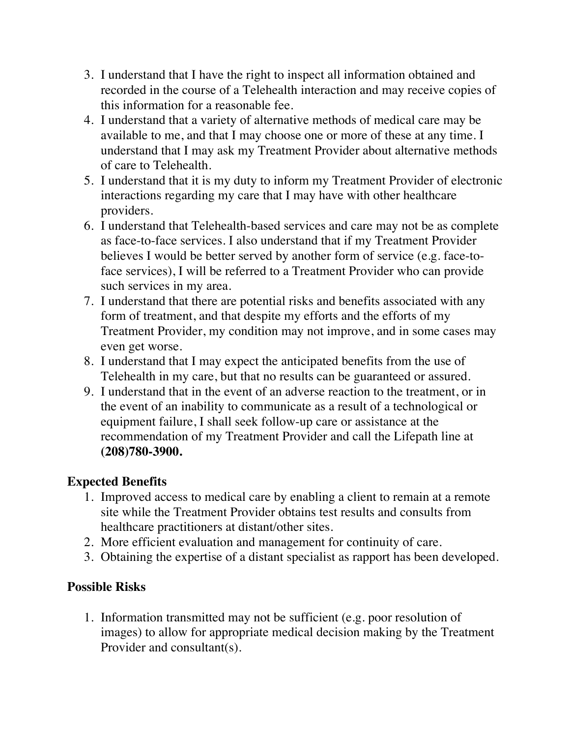3. I understand that I have the right to inspect all information obtained and recorded in the course of a Telehealth interaction and may receive copies of this information for a reasonable fee.
4. I understand that a variety of alternative methods of medical care may be available to me, and that I may choose one or more of these at any time. I understand that I may ask my Treatment Provider about alternative methods of care to Telehealth.
5. I understand that it is my duty to inform my Treatment Provider of electronic interactions regarding my care that I may have with other healthcare providers.
6. I understand that Telehealth-based services and care may not be as complete as face-to-face services. I also understand that if my Treatment Provider believes I would be better served by another form of service (e.g. face-to-face services), I will be referred to a Treatment Provider who can provide such services in my area.
7. I understand that there are potential risks and benefits associated with any form of treatment, and that despite my efforts and the efforts of my Treatment Provider, my condition may not improve, and in some cases may even get worse.
8. I understand that I may expect the anticipated benefits from the use of Telehealth in my care, but that no results can be guaranteed or assured.
9. I understand that in the event of an adverse reaction to the treatment, or in the event of an inability to communicate as a result of a technological or equipment failure, I shall seek follow-up care or assistance at the recommendation of my Treatment Provider and call the Lifepath line at **(208)780-3900.**

**Expected Benefits**

1. Improved access to medical care by enabling a client to remain at a remote site while the Treatment Provider obtains test results and consults from healthcare practitioners at distant/other sites.
2. More efficient evaluation and management for continuity of care.
3. Obtaining the expertise of a distant specialist as rapport has been developed.

**Possible Risks**

1. Information transmitted may not be sufficient (e.g. poor resolution of images) to allow for appropriate medical decision making by the Treatment Provider and consultant(s).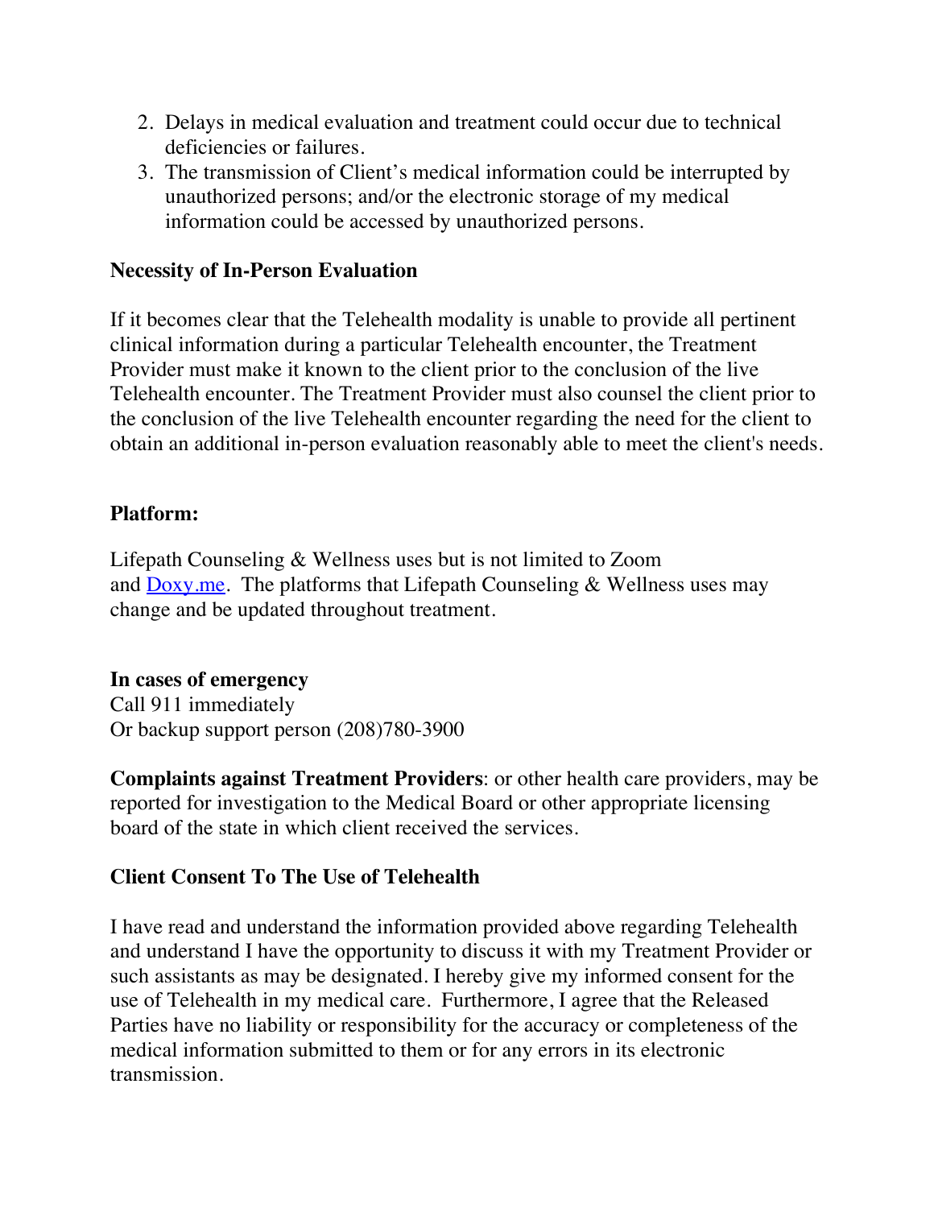2. Delays in medical evaluation and treatment could occur due to technical deficiencies or failures.
3. The transmission of Client's medical information could be interrupted by unauthorized persons; and/or the electronic storage of my medical information could be accessed by unauthorized persons.

**Necessity of In-Person Evaluation**

If it becomes clear that the Telehealth modality is unable to provide all pertinent clinical information during a particular Telehealth encounter, the Treatment Provider must make it known to the client prior to the conclusion of the live Telehealth encounter. The Treatment Provider must also counsel the client prior to the conclusion of the live Telehealth encounter regarding the need for the client to obtain an additional in-person evaluation reasonably able to meet the client's needs.

**Platform:**

Lifepath Counseling & Wellness uses but is not limited to Zoom and [Doxy.me](Doxy.me). The platforms that Lifepath Counseling & Wellness uses may change and be updated throughout treatment.

**In cases of emergency**
Call 911 immediately
Or backup support person (208)780-3900

**Complaints against Treatment Providers**: or other health care providers, may be reported for investigation to the Medical Board or other appropriate licensing board of the state in which client received the services.

**Client Consent To The Use of Telehealth**

I have read and understand the information provided above regarding Telehealth and understand I have the opportunity to discuss it with my Treatment Provider or such assistants as may be designated. I hereby give my informed consent for the use of Telehealth in my medical care. Furthermore, I agree that the Released Parties have no liability or responsibility for the accuracy or completeness of the medical information submitted to them or for any errors in its electronic transmission.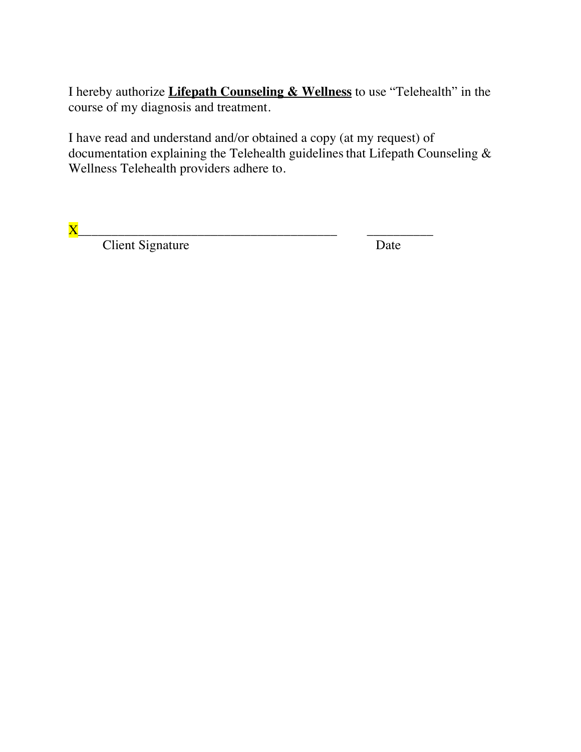I hereby authorize **Lifepath Counseling & Wellness** to use "Telehealth" in the course of my diagnosis and treatment.

I have read and understand and/or obtained a copy (at my request) of documentation explaining the Telehealth guidelines that Lifepath Counseling & Wellness Telehealth providers adhere to.

X______________________________________ __________

Client Signature Date